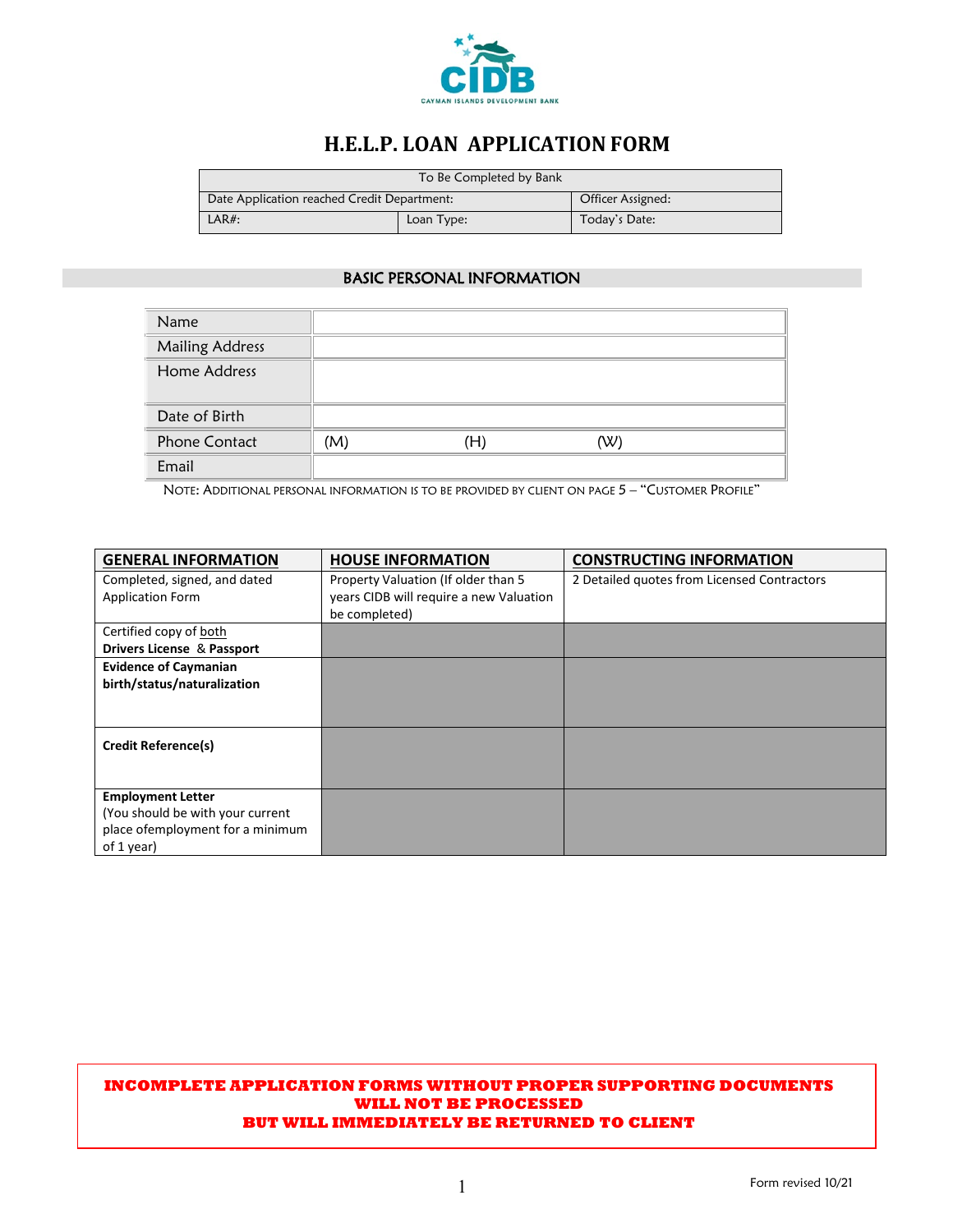CIDB
CAYMAN ISLANDS DEVELOPMENT BANK

# H.E.L.P. LOAN APPLICATION FORM

| To Be Completed by Bank | | |
|---|---|---|
| Date Application reached Credit Department: | | Officer Assigned: |
| LAR#: | Loan Type: | Today's Date: |

## BASIC PERSONAL INFORMATION

| Name | | | |
|---|---|---|---|
| Mailing Address | | | |
| Home Address | | | |
| Date of Birth | | | |
| Phone Contact | (M) | (H) | (W) |
| Email | | | |

NOTE: ADDITIONAL PERSONAL INFORMATION IS TO BE PROVIDED BY CLIENT ON PAGE 5 – "CUSTOMER PROFILE"

| GENERAL INFORMATION | HOUSE INFORMATION | CONSTRUCTING INFORMATION |
|---|---|---|
| Completed, signed, and dated Application Form | Property Valuation (If older than 5 years CIDB will require a new Valuation be completed) | 2 Detailed quotes from Licensed Contractors |
| Certified copy of both **Drivers License & Passport** | | |
| **Evidence of Caymanian birth/status/naturalization** | | |
| **Credit Reference(s)** | | |
| **Employment Letter** (You should be with your current place ofemployment for a minimum of 1 year) | | |

**INCOMPLETE APPLICATION FORMS WITHOUT PROPER SUPPORTING DOCUMENTS WILL NOT BE PROCESSED BUT WILL IMMEDIATELY BE RETURNED TO CLIENT**

Form revised 10/21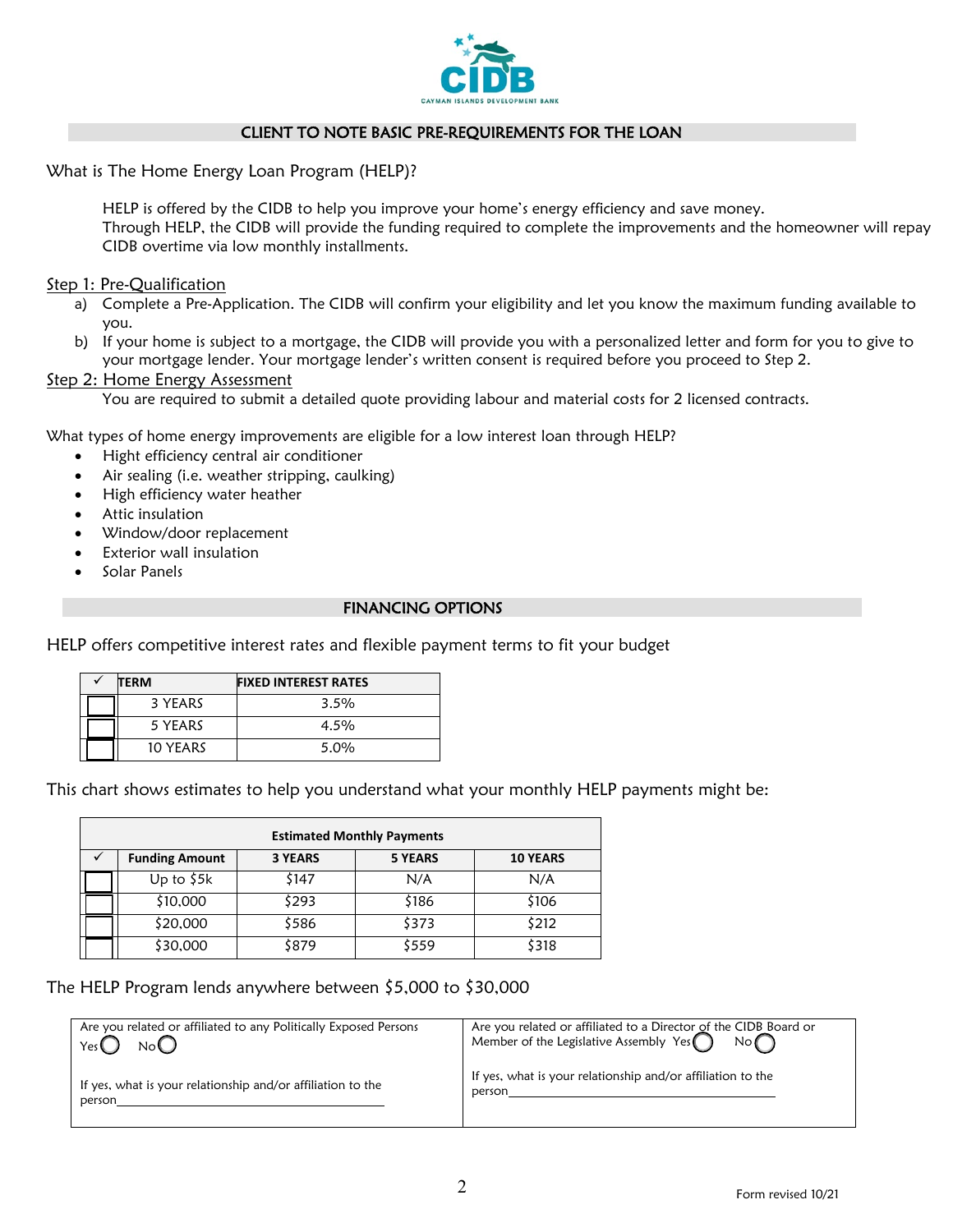## CLIENT TO NOTE BASIC PRE-REQUIREMENTS FOR THE LOAN

What is The Home Energy Loan Program (HELP)?

HELP is offered by the CIDB to help you improve your home's energy efficiency and save money. Through HELP, the CIDB will provide the funding required to complete the improvements and the homeowner will repay CIDB overtime via low monthly installments.

Step 1: Pre-Qualification

a) Complete a Pre-Application. The CIDB will confirm your eligibility and let you know the maximum funding available to you.
b) If your home is subject to a mortgage, the CIDB will provide you with a personalized letter and form for you to give to your mortgage lender. Your mortgage lender's written consent is required before you proceed to Step 2.

Step 2: Home Energy Assessment

You are required to submit a detailed quote providing labour and material costs for 2 licensed contracts.

What types of home energy improvements are eligible for a low interest loan through HELP?

- Hight efficiency central air conditioner
- Air sealing (i.e. weather stripping, caulking)
- High efficiency water heather
- Attic insulation
- Window/door replacement
- Exterior wall insulation
- Solar Panels

## FINANCING OPTIONS

HELP offers competitive interest rates and flexible payment terms to fit your budget

| ✓ | TERM | FIXED INTEREST RATES |
|---|---|---|
| ☐ | 3 YEARS | 3.5% |
| ☐ | 5 YEARS | 4.5% |
| ☐ | 10 YEARS | 5.0% |

This chart shows estimates to help you understand what your monthly HELP payments might be:

| Estimated Monthly Payments | | | | |
|---|---|---|---|---|
| ✓ | Funding Amount | 3 YEARS | 5 YEARS | 10 YEARS |
| ☐ | Up to $5k | $147 | N/A | N/A |
| ☐ | $10,000 | $293 | $186 | $106 |
| ☐ | $20,000 | $586 | $373 | $212 |
| ☐ | $30,000 | $879 | $559 | $318 |

The HELP Program lends anywhere between $5,000 to $30,000

| Are you related or affiliated to any Politically Exposed Persons Yes ◯ No ◯<br><br>If yes, what is your relationship and/or affiliation to the person\_\_\_\_\_\_\_\_\_\_\_\_\_\_\_\_\_\_\_\_ | Are you related or affiliated to a Director of the CIDB Board or Member of the Legislative Assembly Yes ◯ No ◯<br><br>If yes, what is your relationship and/or affiliation to the person\_\_\_\_\_\_\_\_\_\_\_\_\_\_\_\_\_\_\_\_ |
|---|---|

Form revised 10/21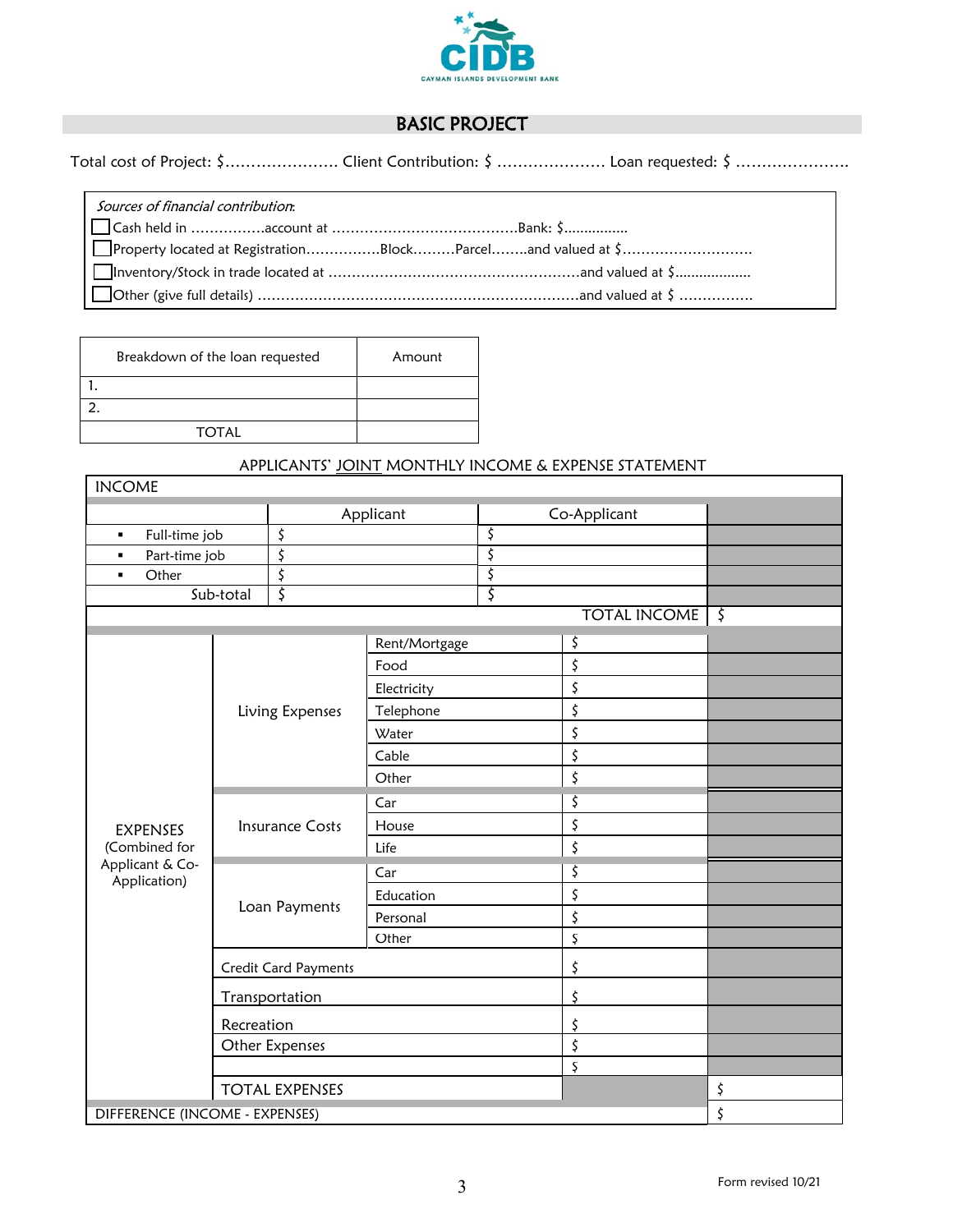## BASIC PROJECT

Total cost of Project: $…………………. Client Contribution: $ ………………… Loan requested: $ ………………….

*Sources of financial contribution*:

- ☐ Cash held in …………….account at ………………………………….Bank: $...............
- ☐ Property located at Registration…………….Block………Parcel……..and valued at $………………………
- ☐ Inventory/Stock in trade located at ……………………………………………….and valued at $..................
- ☐ Other (give full details) ……………………………………………………………and valued at $ ……………

| Breakdown of the loan requested | Amount |
|---|---|
| 1. | |
| 2. | |
| TOTAL | |

APPLICANTS' JOINT MONTHLY INCOME & EXPENSE STATEMENT

| INCOME | | | |
|---|---|---|---|
| | Applicant | Co-Applicant | |
| ▪ Full-time job | $ | $ | |
| ▪ Part-time job | $ | $ | |
| ▪ Other | $ | $ | |
| Sub-total | $ | $ | |
| | | TOTAL INCOME | $ |

| EXPENSES (Combined for Applicant & Co-Application) | | | | |
|---|---|---|---|---|
| | Living Expenses | Rent/Mortgage | $ | |
| | | Food | $ | |
| | | Electricity | $ | |
| | | Telephone | $ | |
| | | Water | $ | |
| | | Cable | $ | |
| | | Other | $ | |
| | Insurance Costs | Car | $ | |
| | | House | $ | |
| | | Life | $ | |
| | Loan Payments | Car | $ | |
| | | Education | $ | |
| | | Personal | $ | |
| | | Other | $ | |
| | Credit Card Payments | | $ | |
| | Transportation | | $ | |
| | Recreation | | $ | |
| | Other Expenses | | $ | |
| | | | $ | |
| | TOTAL EXPENSES | | | $ |
| DIFFERENCE (INCOME - EXPENSES) | | | | $ |

Form revised 10/21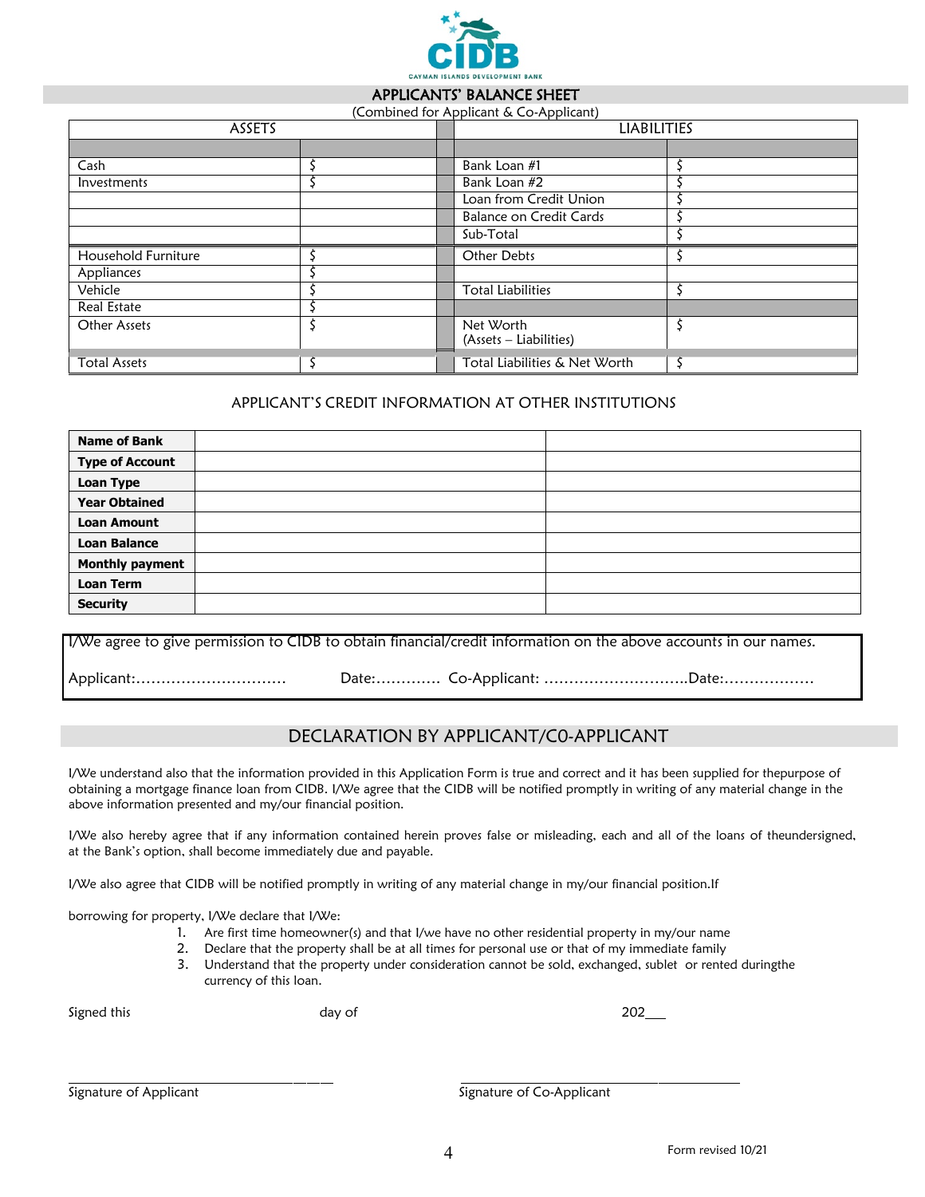CIDB

CAYMAN ISLANDS DEVELOPMENT BANK

## APPLICANTS' BALANCE SHEET

(Combined for Applicant & Co-Applicant)

| ASSETS | | | LIABILITIES | |
|---|---|---|---|---|
| | | | | |
| Cash | $ | | Bank Loan #1 | $ |
| Investments | $ | | Bank Loan #2 | $ |
| | | | Loan from Credit Union | $ |
| | | | Balance on Credit Cards | $ |
| | | | Sub-Total | $ |
| Household Furniture | $ | | Other Debts | $ |
| Appliances | $ | | | |
| Vehicle | $ | | Total Liabilities | $ |
| Real Estate | $ | | | |
| Other Assets | $ | | Net Worth (Assets – Liabilities) | $ |
| Total Assets | $ | | Total Liabilities & Net Worth | $ |

## APPLICANT'S CREDIT INFORMATION AT OTHER INSTITUTIONS

| | | |
|---|---|---|
| **Name of Bank** | | |
| **Type of Account** | | |
| **Loan Type** | | |
| **Year Obtained** | | |
| **Loan Amount** | | |
| **Loan Balance** | | |
| **Monthly payment** | | |
| **Loan Term** | | |
| **Security** | | |

I/We agree to give permission to CIDB to obtain financial/credit information on the above accounts in our names.

Applicant:………………………… Date:…………. Co-Applicant: ………………………..Date:………………

## DECLARATION BY APPLICANT/C0-APPLICANT

I/We understand also that the information provided in this Application Form is true and correct and it has been supplied for thepurpose of obtaining a mortgage finance loan from CIDB. I/We agree that the CIDB will be notified promptly in writing of any material change in the above information presented and my/our financial position.

I/We also hereby agree that if any information contained herein proves false or misleading, each and all of the loans of theundersigned, at the Bank's option, shall become immediately due and payable.

I/We also agree that CIDB will be notified promptly in writing of any material change in my/our financial position.If

borrowing for property, I/We declare that I/We:

1. Are first time homeowner(s) and that I/we have no other residential property in my/our name
2. Declare that the property shall be at all times for personal use or that of my immediate family
3. Understand that the property under consideration cannot be sold, exchanged, sublet or rented duringthe currency of this loan.

Signed this day of 202___

\_\_\_\_\_\_\_\_\_\_\_\_\_\_\_\_\_\_\_\_\_\_\_\_\_\_\_\_\_\_\_\_\_\_\_
Signature of Applicant

\_\_\_\_\_\_\_\_\_\_\_\_\_\_\_\_\_\_\_\_\_\_\_\_\_\_\_\_\_\_\_\_\_\_\_
Signature of Co-Applicant

Form revised 10/21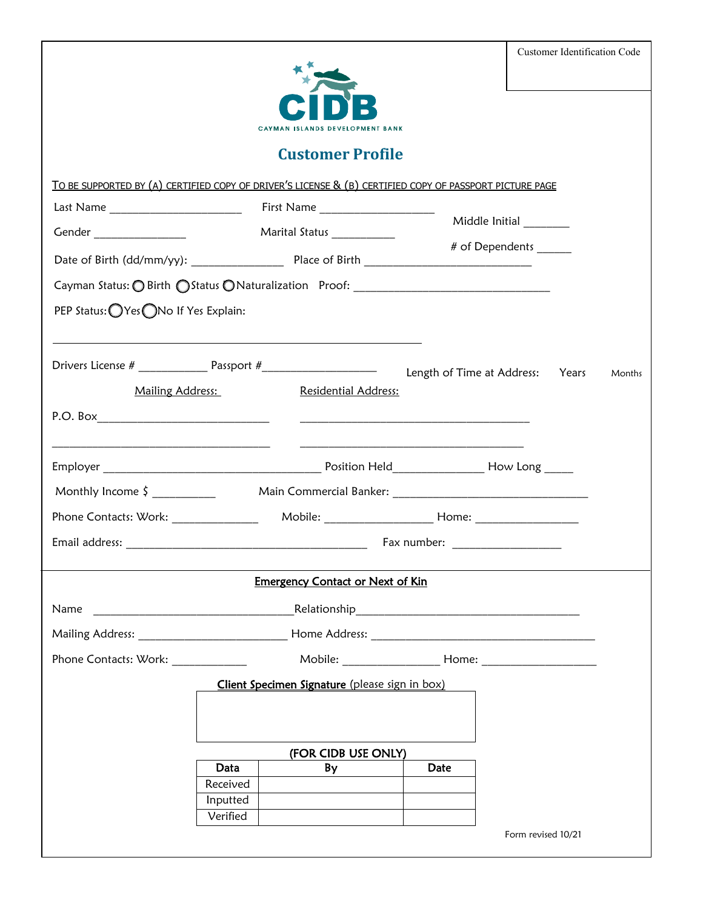Customer Identification Code

CAYMAN ISLANDS DEVELOPMENT BANK

# Customer Profile

TO BE SUPPORTED BY (A) CERTIFIED COPY OF DRIVER'S LICENSE & (B) CERTIFIED COPY OF PASSPORT PICTURE PAGE

Last Name ______________________ First Name ___________________ Middle Initial ________

Gender ________________ Marital Status ___________ # of Dependents ______

Date of Birth (dd/mm/yy): _______________ Place of Birth ____________________________

Cayman Status: ◯ Birth ◯ Status ◯ Naturalization Proof: _________________________________

PEP Status: ◯ Yes ◯ No If Yes Explain:

______________________________________________________________

Drivers License # ___________ Passport # ___________________ Length of Time at Address: Years Months

Mailing Address: Residential Address:

P.O. Box____________________________ ______________________________________

____________________________________ ______________________________________

Employer ____________________________________ Position Held_______________ How Long _____

Monthly Income $ __________ Main Commercial Banker: ________________________________

Phone Contacts: Work: ______________ Mobile: _________________ Home: _________________

Email address: ________________________________________ Fax number: __________________

## Emergency Contact or Next of Kin

Name _________________________________Relationship_____________________________________

Mailing Address: ________________________ Home Address: _____________________________________

Phone Contacts: Work: ____________ Mobile: ________________ Home: ___________________

**Client Specimen Signature** (please sign in box)

(FOR CIDB USE ONLY)

| Data | By | Date |
|---|---|---|
| Received | | |
| Inputted | | |
| Verified | | |

Form revised 10/21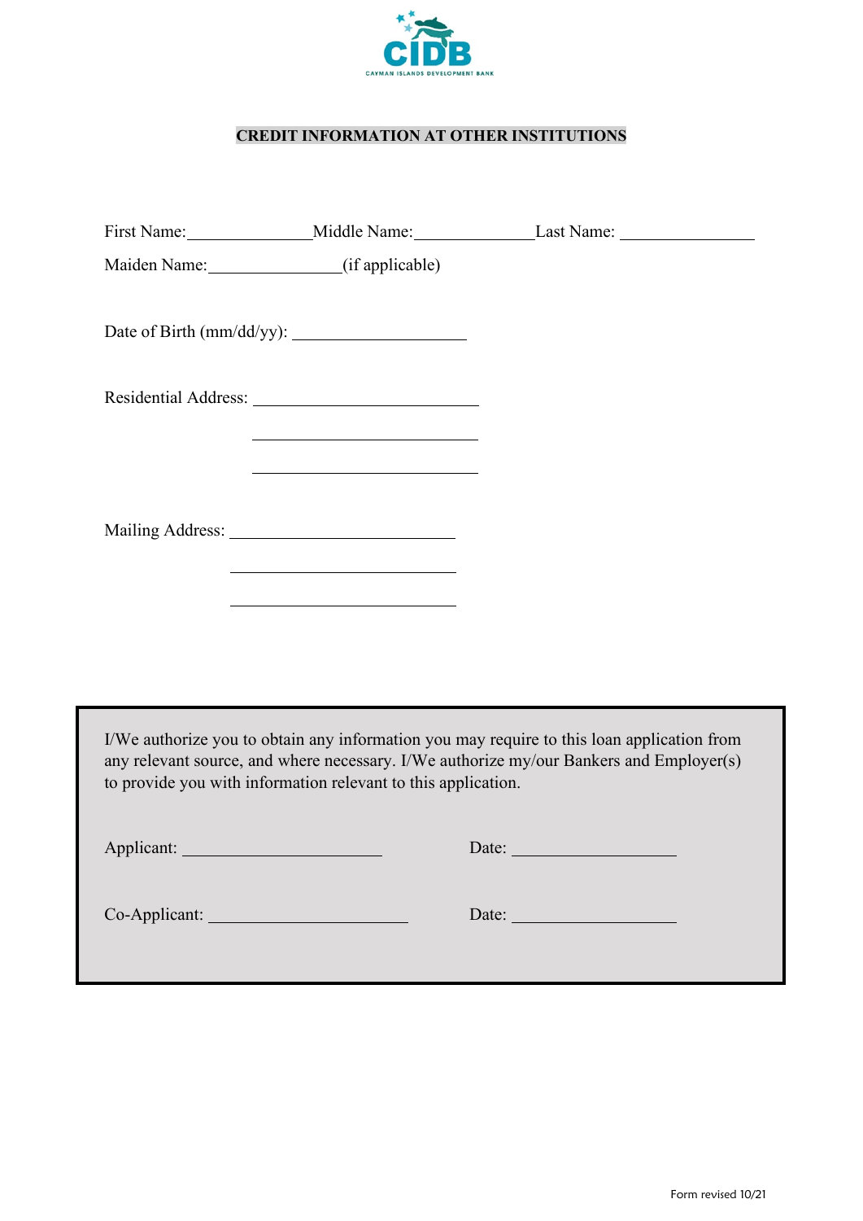CIDB

CAYMAN ISLANDS DEVELOPMENT BANK

## CREDIT INFORMATION AT OTHER INSTITUTIONS

First Name:_______________ Middle Name:_______________ Last Name: _______________

Maiden Name:_______________(if applicable)

Date of Birth (mm/dd/yy): ____________________

Residential Address: ___________________________

___________________________

___________________________

Mailing Address: ___________________________

___________________________

___________________________

I/We authorize you to obtain any information you may require to this loan application from any relevant source, and where necessary. I/We authorize my/our Bankers and Employer(s) to provide you with information relevant to this application.

Applicant: _______________________ Date: ___________________

Co-Applicant: _______________________ Date: ___________________

Form revised 10/21